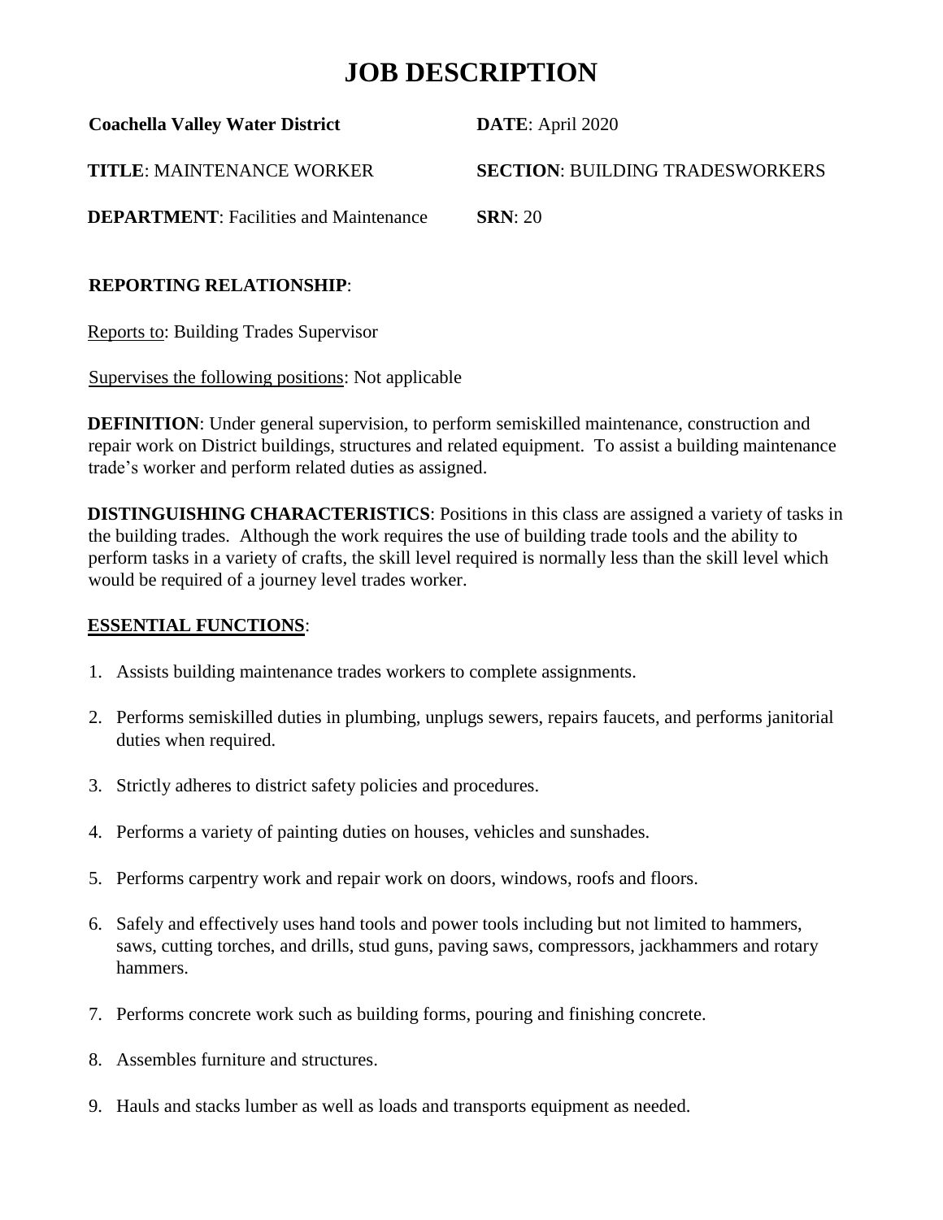# JOB DESCRIPTION

| | |
|---|---|
| **Coachella Valley Water District** | **DATE**: April 2020 |
| **TITLE**: MAINTENANCE WORKER | **SECTION**: BUILDING TRADESWORKERS |
| **DEPARTMENT**: Facilities and Maintenance | **SRN**: 20 |

**REPORTING RELATIONSHIP**:

Reports to: Building Trades Supervisor

Supervises the following positions: Not applicable

**DEFINITION**: Under general supervision, to perform semiskilled maintenance, construction and repair work on District buildings, structures and related equipment. To assist a building maintenance trade's worker and perform related duties as assigned.

**DISTINGUISHING CHARACTERISTICS**: Positions in this class are assigned a variety of tasks in the building trades. Although the work requires the use of building trade tools and the ability to perform tasks in a variety of crafts, the skill level required is normally less than the skill level which would be required of a journey level trades worker.

**ESSENTIAL FUNCTIONS**:

1. Assists building maintenance trades workers to complete assignments.
2. Performs semiskilled duties in plumbing, unplugs sewers, repairs faucets, and performs janitorial duties when required.
3. Strictly adheres to district safety policies and procedures.
4. Performs a variety of painting duties on houses, vehicles and sunshades.
5. Performs carpentry work and repair work on doors, windows, roofs and floors.
6. Safely and effectively uses hand tools and power tools including but not limited to hammers, saws, cutting torches, and drills, stud guns, paving saws, compressors, jackhammers and rotary hammers.
7. Performs concrete work such as building forms, pouring and finishing concrete.
8. Assembles furniture and structures.
9. Hauls and stacks lumber as well as loads and transports equipment as needed.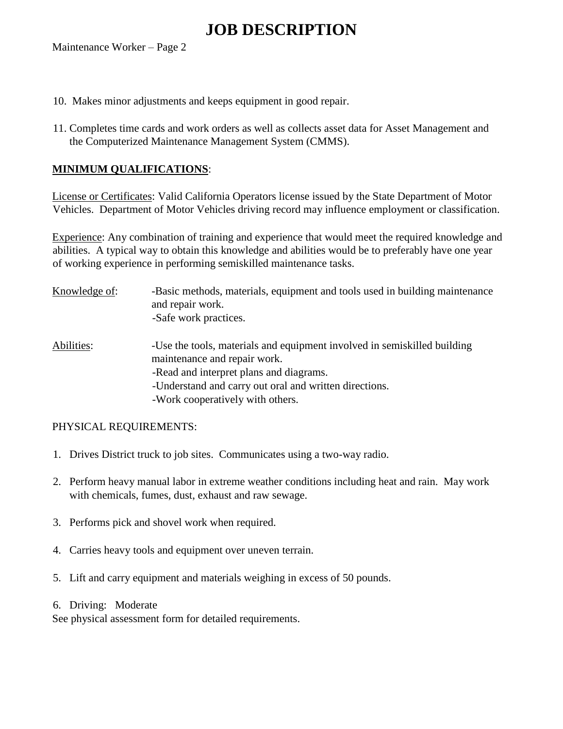10. Makes minor adjustments and keeps equipment in good repair.

11. Completes time cards and work orders as well as collects asset data for Asset Management and the Computerized Maintenance Management System (CMMS).

## MINIMUM QUALIFICATIONS:

License or Certificates: Valid California Operators license issued by the State Department of Motor Vehicles. Department of Motor Vehicles driving record may influence employment or classification.

Experience: Any combination of training and experience that would meet the required knowledge and abilities. A typical way to obtain this knowledge and abilities would be to preferably have one year of working experience in performing semiskilled maintenance tasks.

Knowledge of:
- Basic methods, materials, equipment and tools used in building maintenance and repair work.
- Safe work practices.

Abilities:
- Use the tools, materials and equipment involved in semiskilled building maintenance and repair work.
- Read and interpret plans and diagrams.
- Understand and carry out oral and written directions.
- Work cooperatively with others.

PHYSICAL REQUIREMENTS:

1. Drives District truck to job sites. Communicates using a two-way radio.

2. Perform heavy manual labor in extreme weather conditions including heat and rain. May work with chemicals, fumes, dust, exhaust and raw sewage.

3. Performs pick and shovel work when required.

4. Carries heavy tools and equipment over uneven terrain.

5. Lift and carry equipment and materials weighing in excess of 50 pounds.

6. Driving: Moderate

See physical assessment form for detailed requirements.